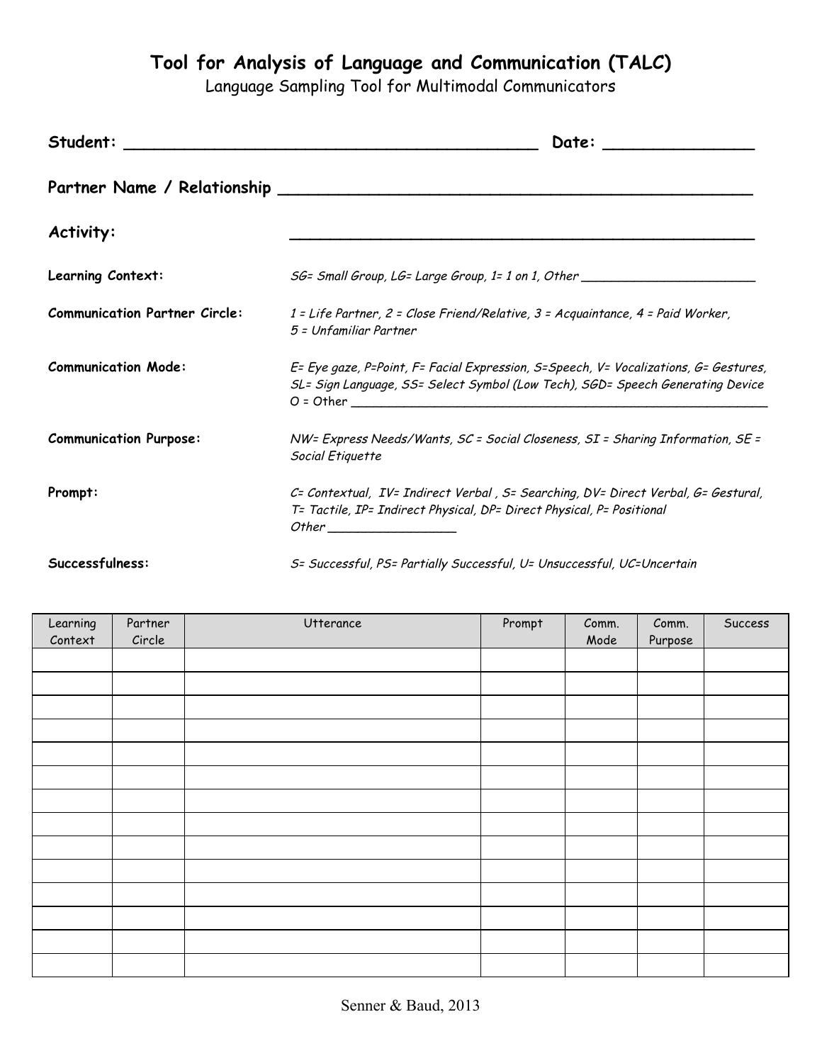# Tool for Analysis of Language and Communication (TALC)

Language Sampling Tool for Multimodal Communicators

**Student:** ___________________________________________ **Date:** _______________

**Partner Name / Relationship** __________________________________________________

**Activity:** __________________________________________________

**Learning Context:** *SG= Small Group, LG= Large Group, 1= 1 on 1, Other* ______________________

**Communication Partner Circle:** *1 = Life Partner, 2 = Close Friend/Relative, 3 = Acquaintance, 4 = Paid Worker, 5 = Unfamiliar Partner*

**Communication Mode:** *E= Eye gaze, P=Point, F= Facial Expression, S=Speech, V= Vocalizations, G= Gestures, SL= Sign Language, SS= Select Symbol (Low Tech), SGD= Speech Generating Device O = Other* __________________________________________________________

**Communication Purpose:** *NW= Express Needs/Wants, SC = Social Closeness, SI = Sharing Information, SE = Social Etiquette*

**Prompt:** *C= Contextual, IV= Indirect Verbal , S= Searching, DV= Direct Verbal, G= Gestural, T= Tactile, IP= Indirect Physical, DP= Direct Physical, P= Positional Other* _________________

**Successfulness:** *S= Successful, PS= Partially Successful, U= Unsuccessful, UC=Uncertain*

| Learning Context | Partner Circle | Utterance | Prompt | Comm. Mode | Comm. Purpose | Success |
|---|---|---|---|---|---|---|
| | | | | | | |
| | | | | | | |
| | | | | | | |
| | | | | | | |
| | | | | | | |
| | | | | | | |
| | | | | | | |
| | | | | | | |
| | | | | | | |
| | | | | | | |
| | | | | | | |
| | | | | | | |
| | | | | | | |
| | | | | | | |

Senner & Baud, 2013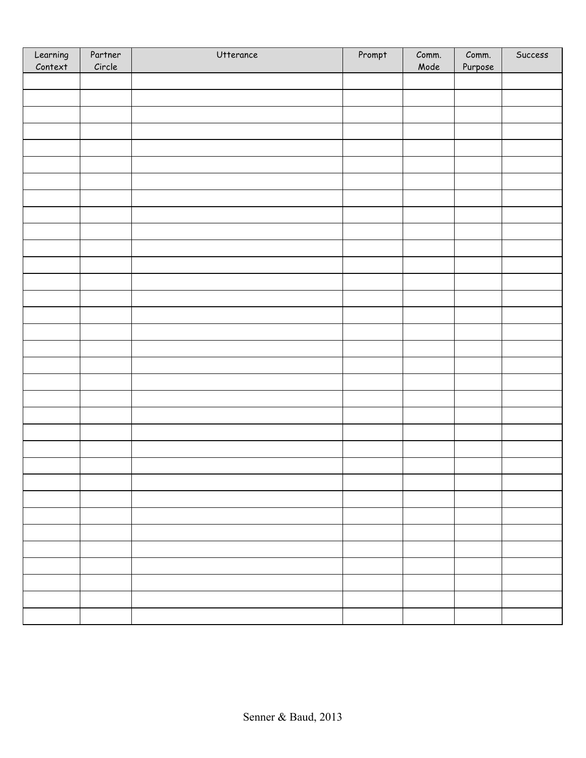| Learning Context | Partner Circle | Utterance | Prompt | Comm. Mode | Comm. Purpose | Success |
|---|---|---|---|---|---|---|
| | | | | | | |
| | | | | | | |
| | | | | | | |
| | | | | | | |
| | | | | | | |
| | | | | | | |
| | | | | | | |
| | | | | | | |
| | | | | | | |
| | | | | | | |
| | | | | | | |
| | | | | | | |
| | | | | | | |
| | | | | | | |
| | | | | | | |
| | | | | | | |
| | | | | | | |
| | | | | | | |
| | | | | | | |
| | | | | | | |
| | | | | | | |
| | | | | | | |
| | | | | | | |
| | | | | | | |
| | | | | | | |
| | | | | | | |
| | | | | | | |
| | | | | | | |
| | | | | | | |
| | | | | | | |
| | | | | | | |
| | | | | | | |
| | | | | | | |

Senner & Baud, 2013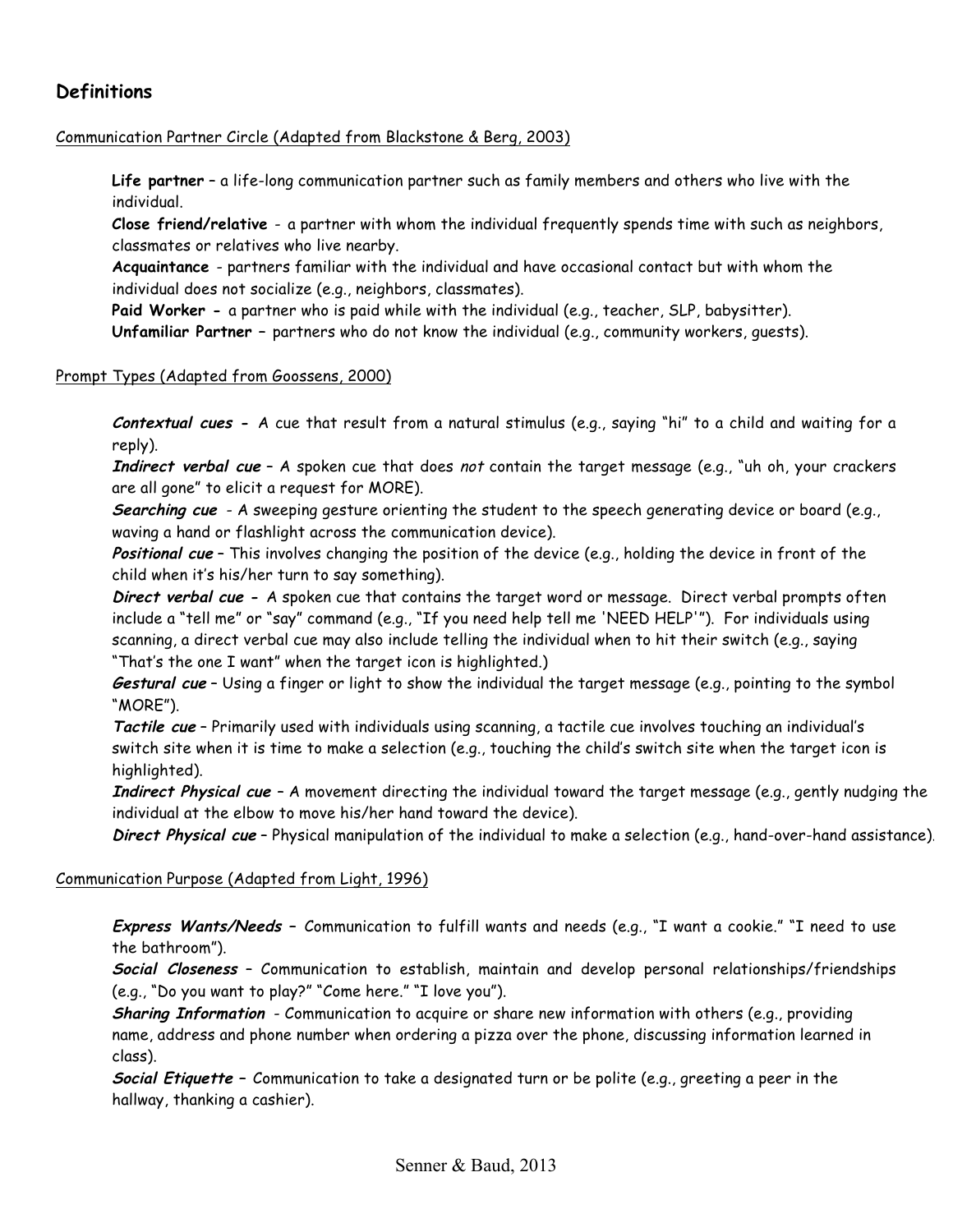## Definitions

Communication Partner Circle (Adapted from Blackstone & Berg, 2003)

**Life partner** – a life-long communication partner such as family members and others who live with the individual.
**Close friend/relative** - a partner with whom the individual frequently spends time with such as neighbors, classmates or relatives who live nearby.
**Acquaintance** - partners familiar with the individual and have occasional contact but with whom the individual does not socialize (e.g., neighbors, classmates).
**Paid Worker -** a partner who is paid while with the individual (e.g., teacher, SLP, babysitter).
**Unfamiliar Partner –** partners who do not know the individual (e.g., community workers, guests).

Prompt Types (Adapted from Goossens, 2000)

***Contextual cues -*** A cue that result from a natural stimulus (e.g., saying "hi" to a child and waiting for a reply).
***Indirect verbal cue*** – A spoken cue that does *not* contain the target message (e.g., "uh oh, your crackers are all gone" to elicit a request for MORE).
***Searching cue*** - A sweeping gesture orienting the student to the speech generating device or board (e.g., waving a hand or flashlight across the communication device).
***Positional cue*** – This involves changing the position of the device (e.g., holding the device in front of the child when it's his/her turn to say something).
***Direct verbal cue -*** A spoken cue that contains the target word or message. Direct verbal prompts often include a "tell me" or "say" command (e.g., "If you need help tell me 'NEED HELP'"). For individuals using scanning, a direct verbal cue may also include telling the individual when to hit their switch (e.g., saying "That's the one I want" when the target icon is highlighted.)
***Gestural cue*** – Using a finger or light to show the individual the target message (e.g., pointing to the symbol "MORE").
***Tactile cue*** – Primarily used with individuals using scanning, a tactile cue involves touching an individual's switch site when it is time to make a selection (e.g., touching the child's switch site when the target icon is highlighted).
***Indirect Physical cue*** – A movement directing the individual toward the target message (e.g., gently nudging the individual at the elbow to move his/her hand toward the device).
***Direct Physical cue*** – Physical manipulation of the individual to make a selection (e.g., hand-over-hand assistance).

Communication Purpose (Adapted from Light, 1996)

***Express Wants/Needs –*** Communication to fulfill wants and needs (e.g., "I want a cookie." "I need to use the bathroom").
***Social Closeness –*** Communication to establish, maintain and develop personal relationships/friendships (e.g., "Do you want to play?" "Come here." "I love you").
***Sharing Information*** - Communication to acquire or share new information with others (e.g., providing name, address and phone number when ordering a pizza over the phone, discussing information learned in class).
***Social Etiquette –*** Communication to take a designated turn or be polite (e.g., greeting a peer in the hallway, thanking a cashier).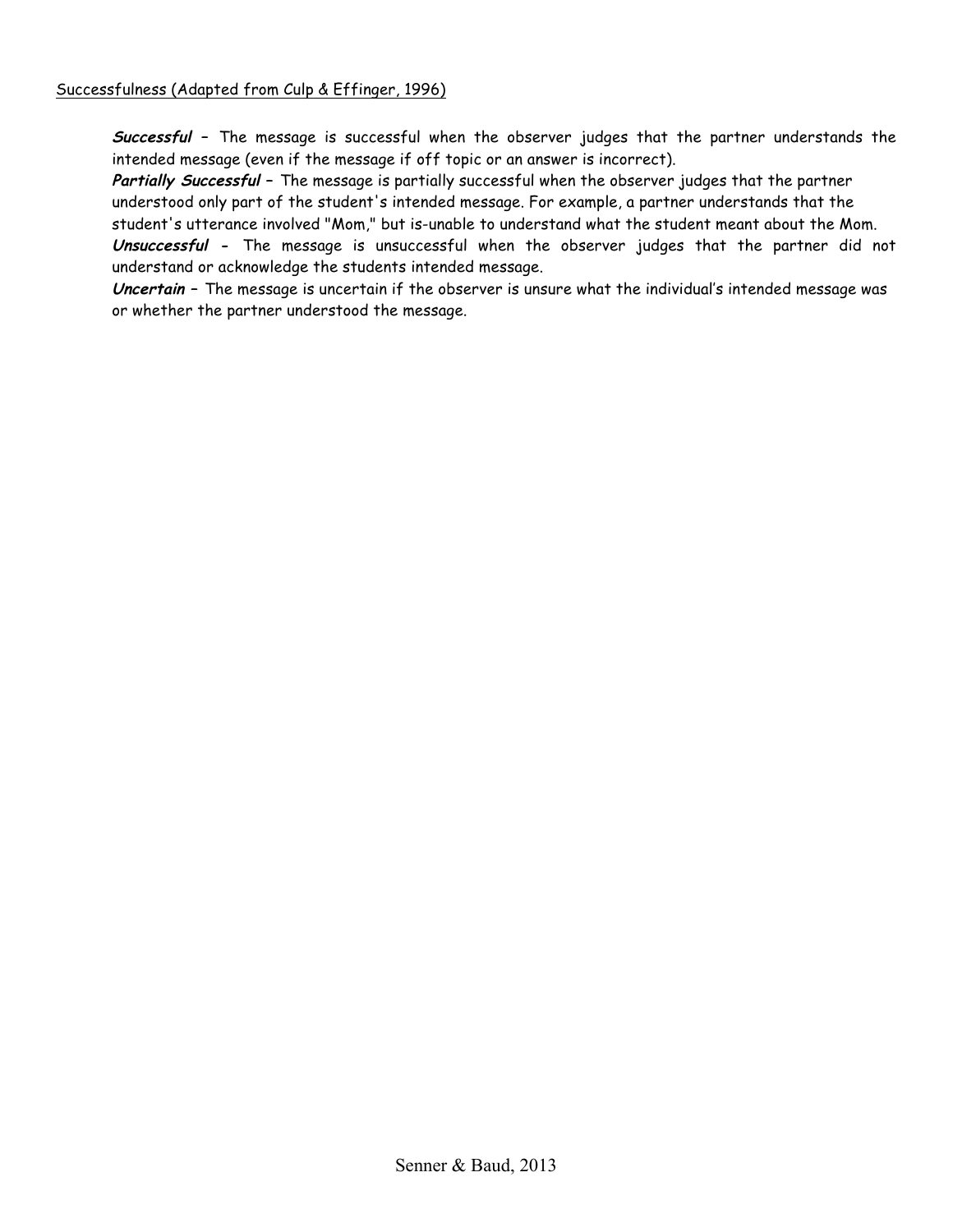Successfulness (Adapted from Culp & Effinger, 1996)

***Successful*** – The message is successful when the observer judges that the partner understands the intended message (even if the message if off topic or an answer is incorrect).

***Partially Successful*** – The message is partially successful when the observer judges that the partner understood only part of the student's intended message. For example, a partner understands that the student's utterance involved "Mom," but is-unable to understand what the student meant about the Mom.

***Unsuccessful*** - The message is unsuccessful when the observer judges that the partner did not understand or acknowledge the students intended message.

***Uncertain*** – The message is uncertain if the observer is unsure what the individual's intended message was or whether the partner understood the message.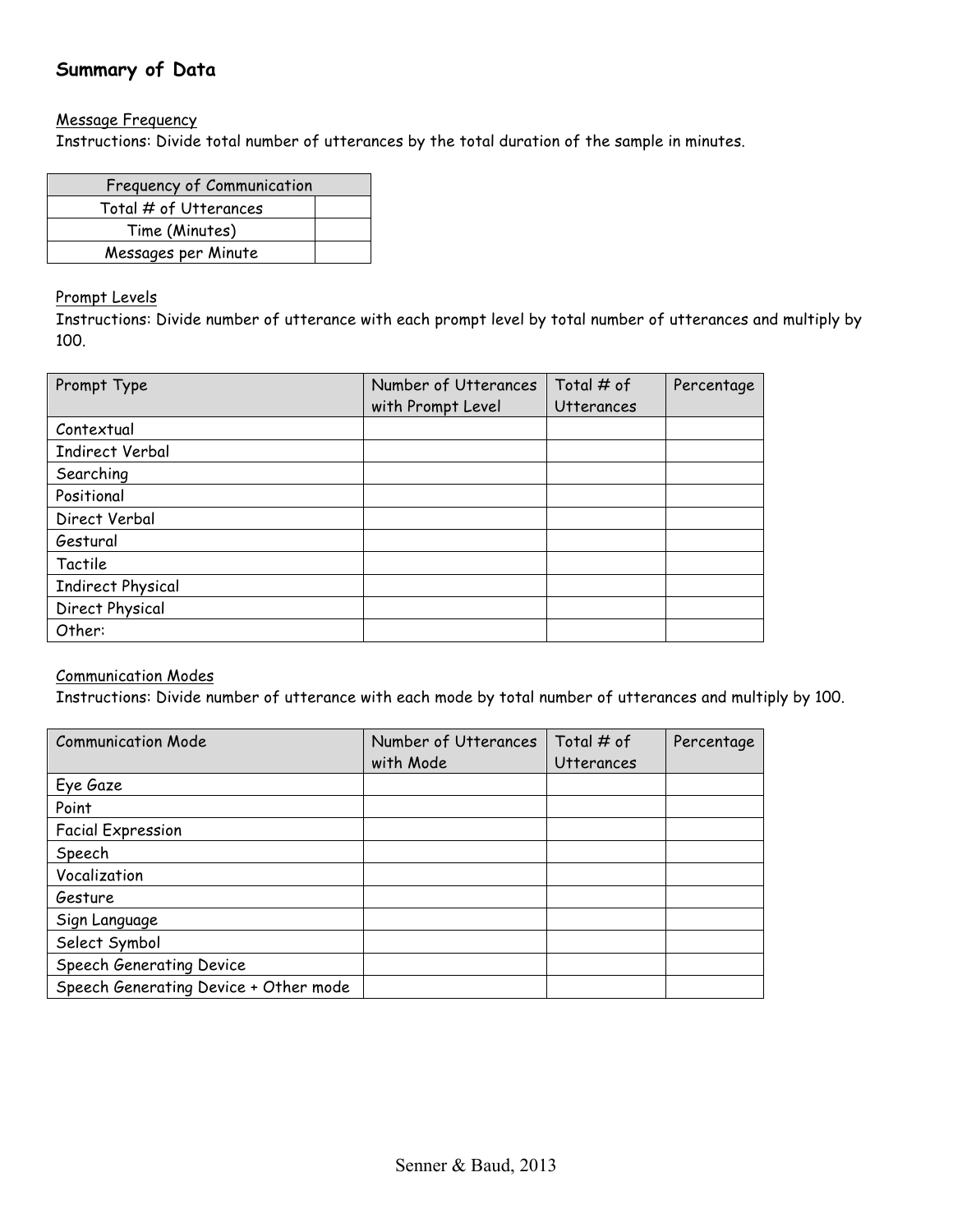## Summary of Data

Message Frequency

Instructions: Divide total number of utterances by the total duration of the sample in minutes.

| Frequency of Communication | |
|---|---|
| Total # of Utterances | |
| Time (Minutes) | |
| Messages per Minute | |

Prompt Levels

Instructions: Divide number of utterance with each prompt level by total number of utterances and multiply by 100.

| Prompt Type | Number of Utterances with Prompt Level | Total # of Utterances | Percentage |
|---|---|---|---|
| Contextual | | | |
| Indirect Verbal | | | |
| Searching | | | |
| Positional | | | |
| Direct Verbal | | | |
| Gestural | | | |
| Tactile | | | |
| Indirect Physical | | | |
| Direct Physical | | | |
| Other: | | | |

Communication Modes

Instructions: Divide number of utterance with each mode by total number of utterances and multiply by 100.

| Communication Mode | Number of Utterances with Mode | Total # of Utterances | Percentage |
|---|---|---|---|
| Eye Gaze | | | |
| Point | | | |
| Facial Expression | | | |
| Speech | | | |
| Vocalization | | | |
| Gesture | | | |
| Sign Language | | | |
| Select Symbol | | | |
| Speech Generating Device | | | |
| Speech Generating Device + Other mode | | | |

Senner & Baud, 2013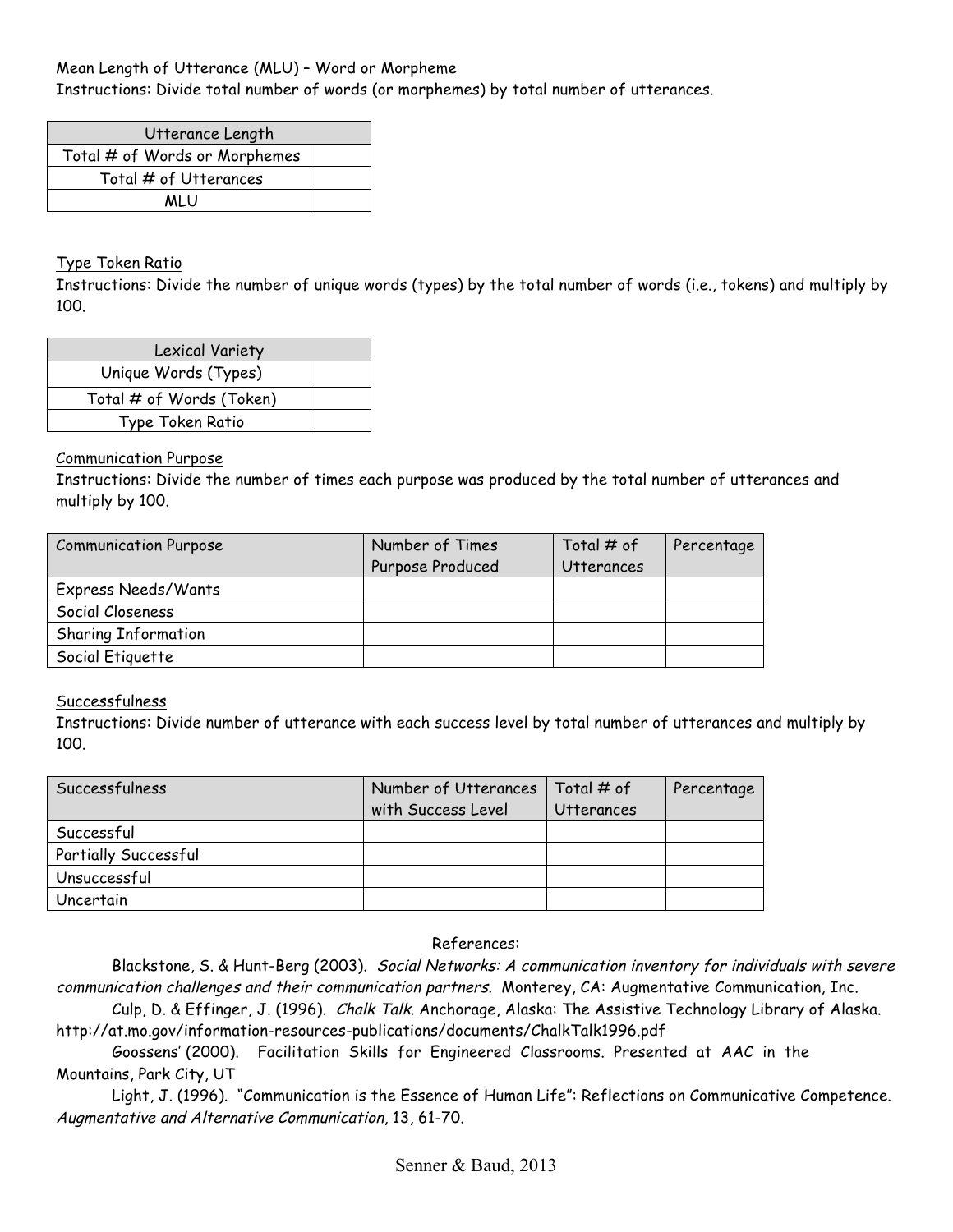Mean Length of Utterance (MLU) – Word or Morpheme

Instructions: Divide total number of words (or morphemes) by total number of utterances.

| Utterance Length | |
|---|---|
| Total # of Words or Morphemes | |
| Total # of Utterances | |
| MLU | |

Type Token Ratio

Instructions: Divide the number of unique words (types) by the total number of words (i.e., tokens) and multiply by 100.

| Lexical Variety | |
|---|---|
| Unique Words (Types) | |
| Total # of Words (Token) | |
| Type Token Ratio | |

Communication Purpose

Instructions: Divide the number of times each purpose was produced by the total number of utterances and multiply by 100.

| Communication Purpose | Number of Times Purpose Produced | Total # of Utterances | Percentage |
|---|---|---|---|
| Express Needs/Wants | | | |
| Social Closeness | | | |
| Sharing Information | | | |
| Social Etiquette | | | |

Successfulness

Instructions: Divide number of utterance with each success level by total number of utterances and multiply by 100.

| Successfulness | Number of Utterances with Success Level | Total # of Utterances | Percentage |
|---|---|---|---|
| Successful | | | |
| Partially Successful | | | |
| Unsuccessful | | | |
| Uncertain | | | |

References:

Blackstone, S. & Hunt-Berg (2003). *Social Networks: A communication inventory for individuals with severe communication challenges and their communication partners.* Monterey, CA: Augmentative Communication, Inc.

Culp, D. & Effinger, J. (1996). *Chalk Talk.* Anchorage, Alaska: The Assistive Technology Library of Alaska. http://at.mo.gov/information-resources-publications/documents/ChalkTalk1996.pdf

Goossens' (2000). Facilitation Skills for Engineered Classrooms. Presented at AAC in the Mountains, Park City, UT

Light, J. (1996). "Communication is the Essence of Human Life": Reflections on Communicative Competence. *Augmentative and Alternative Communication*, 13, 61-70.

Senner & Baud, 2013